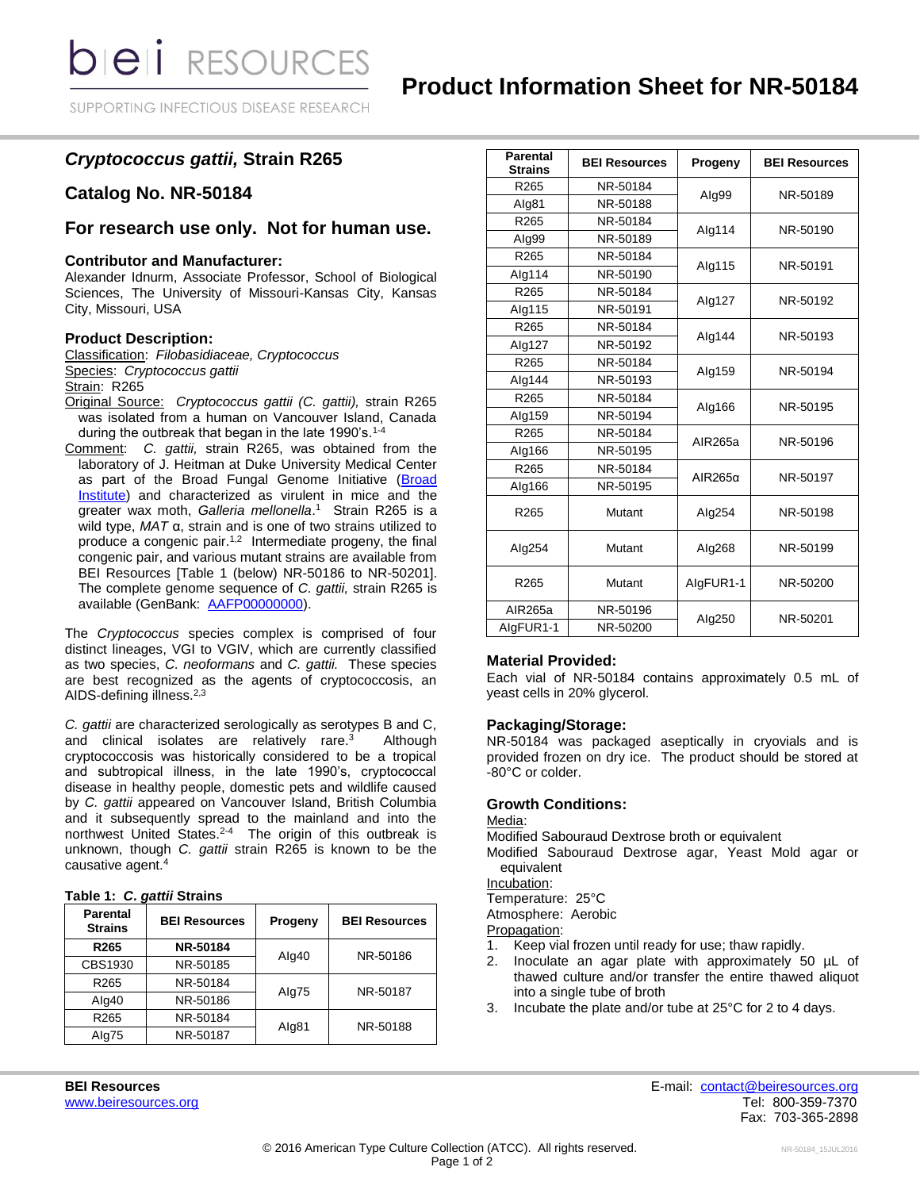# Product Information Sheet for NR-50184

## *Cryptococcus gattii,* Strain R265

## Catalog No. NR-50184

## For research use only. Not for human use.

### Contributor and Manufacturer:

Alexander Idnurm, Associate Professor, School of Biological Sciences, The University of Missouri-Kansas City, Kansas City, Missouri, USA

### Product Description:

Classification: *Filobasidiaceae, Cryptococcus*
Species: *Cryptococcus gattii*
Strain: R265
Original Source: *Cryptococcus gattii (C. gattii),* strain R265 was isolated from a human on Vancouver Island, Canada during the outbreak that began in the late 1990's.[1-4]
Comment: *C. gattii,* strain R265, was obtained from the laboratory of J. Heitman at Duke University Medical Center as part of the Broad Fungal Genome Initiative (Broad Institute) and characterized as virulent in mice and the greater wax moth, *Galleria mellonella*.[1] Strain R265 is a wild type, *MAT* α, strain and is one of two strains utilized to produce a congenic pair.[1,2] Intermediate progeny, the final congenic pair, and various mutant strains are available from BEI Resources [Table 1 (below) NR-50186 to NR-50201]. The complete genome sequence of *C. gattii,* strain R265 is available (GenBank: AAFP00000000).

The *Cryptococcus* species complex is comprised of four distinct lineages, VGI to VGIV, which are currently classified as two species, *C. neoformans* and *C. gattii.* These species are best recognized as the agents of cryptococcosis, an AIDS-defining illness.[2,3]

*C. gattii* are characterized serologically as serotypes B and C, and clinical isolates are relatively rare.[3] Although cryptococcosis was historically considered to be a tropical and subtropical illness, in the late 1990's, cryptococcal disease in healthy people, domestic pets and wildlife caused by *C. gattii* appeared on Vancouver Island, British Columbia and it subsequently spread to the mainland and into the northwest United States.[2-4] The origin of this outbreak is unknown, though *C. gattii* strain R265 is known to be the causative agent.[4]

**Table 1: *C. gattii* Strains**

| Parental Strains | BEI Resources | Progeny | BEI Resources |
|---|---|---|---|
| **R265** | **NR-50184** | AIg40 | NR-50186 |
| CBS1930 | NR-50185 | | |
| R265 | NR-50184 | AIg75 | NR-50187 |
| AIg40 | NR-50186 | | |
| R265 | NR-50184 | AIg81 | NR-50188 |
| AIg75 | NR-50187 | | |
| R265 | NR-50184 | AIg99 | NR-50189 |
| AIg81 | NR-50188 | | |
| R265 | NR-50184 | AIg114 | NR-50190 |
| AIg99 | NR-50189 | | |
| R265 | NR-50184 | AIg115 | NR-50191 |
| AIg114 | NR-50190 | | |
| R265 | NR-50184 | AIg127 | NR-50192 |
| AIg115 | NR-50191 | | |
| R265 | NR-50184 | AIg144 | NR-50193 |
| AIg127 | NR-50192 | | |
| R265 | NR-50184 | AIg159 | NR-50194 |
| AIg144 | NR-50193 | | |
| R265 | NR-50184 | AIg166 | NR-50195 |
| AIg159 | NR-50194 | | |
| R265 | NR-50184 | AIR265a | NR-50196 |
| AIg166 | NR-50195 | | |
| R265 | NR-50184 | AIR265α | NR-50197 |
| AIg166 | NR-50195 | | |
| R265 | Mutant | AIg254 | NR-50198 |
| AIg254 | Mutant | AIg268 | NR-50199 |
| R265 | Mutant | AIgFUR1-1 | NR-50200 |
| AIR265a | NR-50196 | AIg250 | NR-50201 |
| AIgFUR1-1 | NR-50200 | | |

### Material Provided:

Each vial of NR-50184 contains approximately 0.5 mL of yeast cells in 20% glycerol.

### Packaging/Storage:

NR-50184 was packaged aseptically in cryovials and is provided frozen on dry ice. The product should be stored at -80°C or colder.

### Growth Conditions:

Media:
Modified Sabouraud Dextrose broth or equivalent
Modified Sabouraud Dextrose agar, Yeast Mold agar or equivalent
Incubation:
Temperature: 25°C
Atmosphere: Aerobic
Propagation:

1. Keep vial frozen until ready for use; thaw rapidly.
2. Inoculate an agar plate with approximately 50 µL of thawed culture and/or transfer the entire thawed aliquot into a single tube of broth
3. Incubate the plate and/or tube at 25°C for 2 to 4 days.

**BEI Resources**
www.beiresources.org

E-mail: contact@beiresources.org
Tel: 800-359-7370
Fax: 703-365-2898

© 2016 American Type Culture Collection (ATCC). All rights reserved.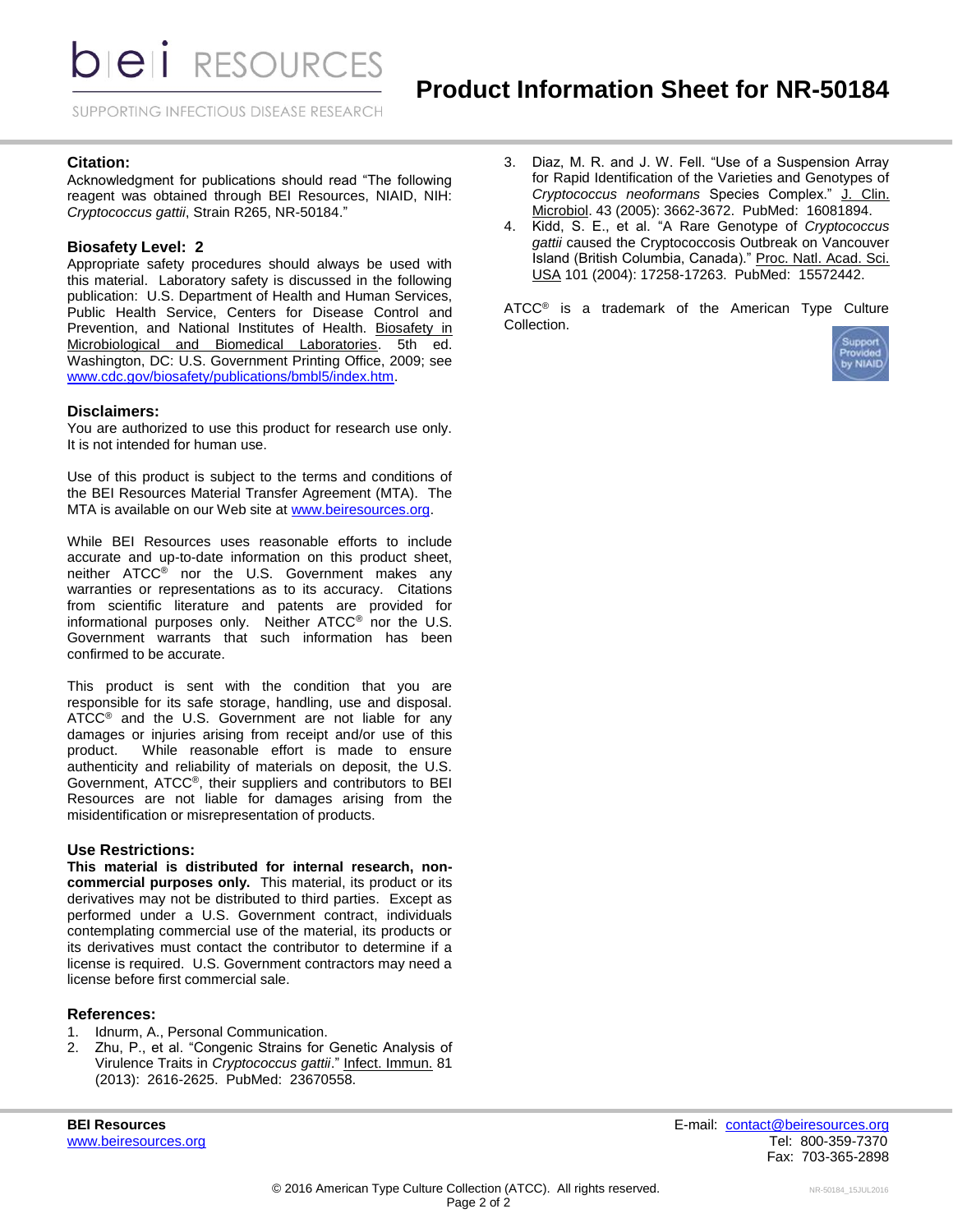### Citation:

Acknowledgment for publications should read "The following reagent was obtained through BEI Resources, NIAID, NIH: *Cryptococcus gattii*, Strain R265, NR-50184."

### Biosafety Level: 2

Appropriate safety procedures should always be used with this material. Laboratory safety is discussed in the following publication: U.S. Department of Health and Human Services, Public Health Service, Centers for Disease Control and Prevention, and National Institutes of Health. Biosafety in Microbiological and Biomedical Laboratories. 5th ed. Washington, DC: U.S. Government Printing Office, 2009; see www.cdc.gov/biosafety/publications/bmbl5/index.htm.

### Disclaimers:

You are authorized to use this product for research use only. It is not intended for human use.

Use of this product is subject to the terms and conditions of the BEI Resources Material Transfer Agreement (MTA). The MTA is available on our Web site at www.beiresources.org.

While BEI Resources uses reasonable efforts to include accurate and up-to-date information on this product sheet, neither ATCC® nor the U.S. Government makes any warranties or representations as to its accuracy. Citations from scientific literature and patents are provided for informational purposes only. Neither ATCC® nor the U.S. Government warrants that such information has been confirmed to be accurate.

This product is sent with the condition that you are responsible for its safe storage, handling, use and disposal. ATCC® and the U.S. Government are not liable for any damages or injuries arising from receipt and/or use of this product. While reasonable effort is made to ensure authenticity and reliability of materials on deposit, the U.S. Government, ATCC®, their suppliers and contributors to BEI Resources are not liable for damages arising from the misidentification or misrepresentation of products.

### Use Restrictions:

**This material is distributed for internal research, non-commercial purposes only.** This material, its product or its derivatives may not be distributed to third parties. Except as performed under a U.S. Government contract, individuals contemplating commercial use of the material, its products or its derivatives must contact the contributor to determine if a license is required. U.S. Government contractors may need a license before first commercial sale.

### References:

1. Idnurm, A., Personal Communication.
2. Zhu, P., et al. "Congenic Strains for Genetic Analysis of Virulence Traits in *Cryptococcus gattii*." Infect. Immun. 81 (2013): 2616-2625. PubMed: 23670558.
3. Diaz, M. R. and J. W. Fell. "Use of a Suspension Array for Rapid Identification of the Varieties and Genotypes of *Cryptococcus neoformans* Species Complex." J. Clin. Microbiol. 43 (2005): 3662-3672. PubMed: 16081894.
4. Kidd, S. E., et al. "A Rare Genotype of *Cryptococcus gattii* caused the Cryptococcosis Outbreak on Vancouver Island (British Columbia, Canada)." Proc. Natl. Acad. Sci. USA 101 (2004): 17258-17263. PubMed: 15572442.

ATCC® is a trademark of the American Type Culture Collection.

Support Provided by NIAID